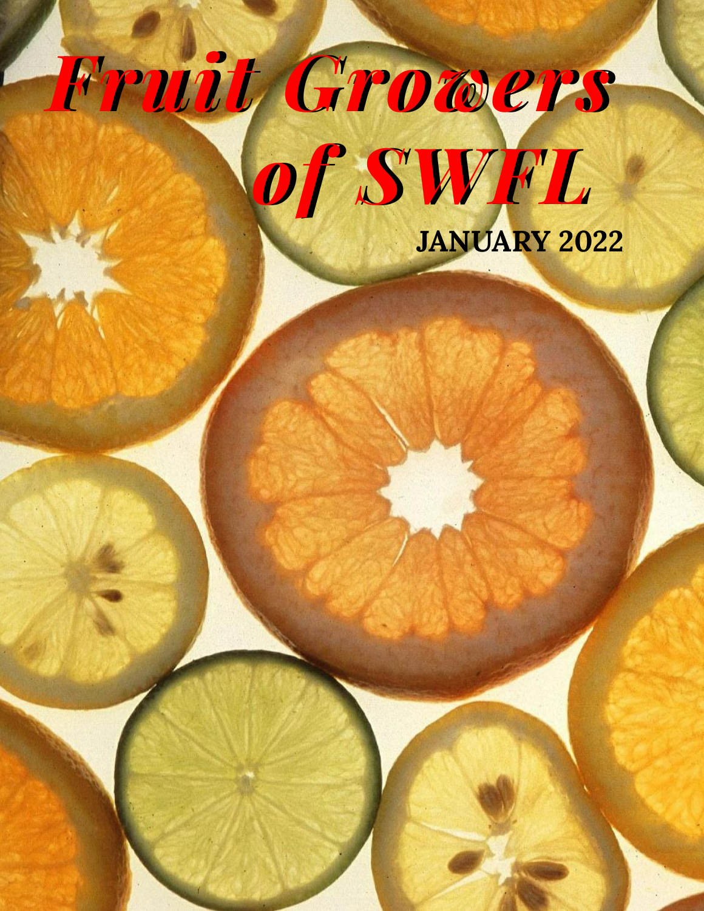# Fruit Growers of SWFL

JANUARY 2022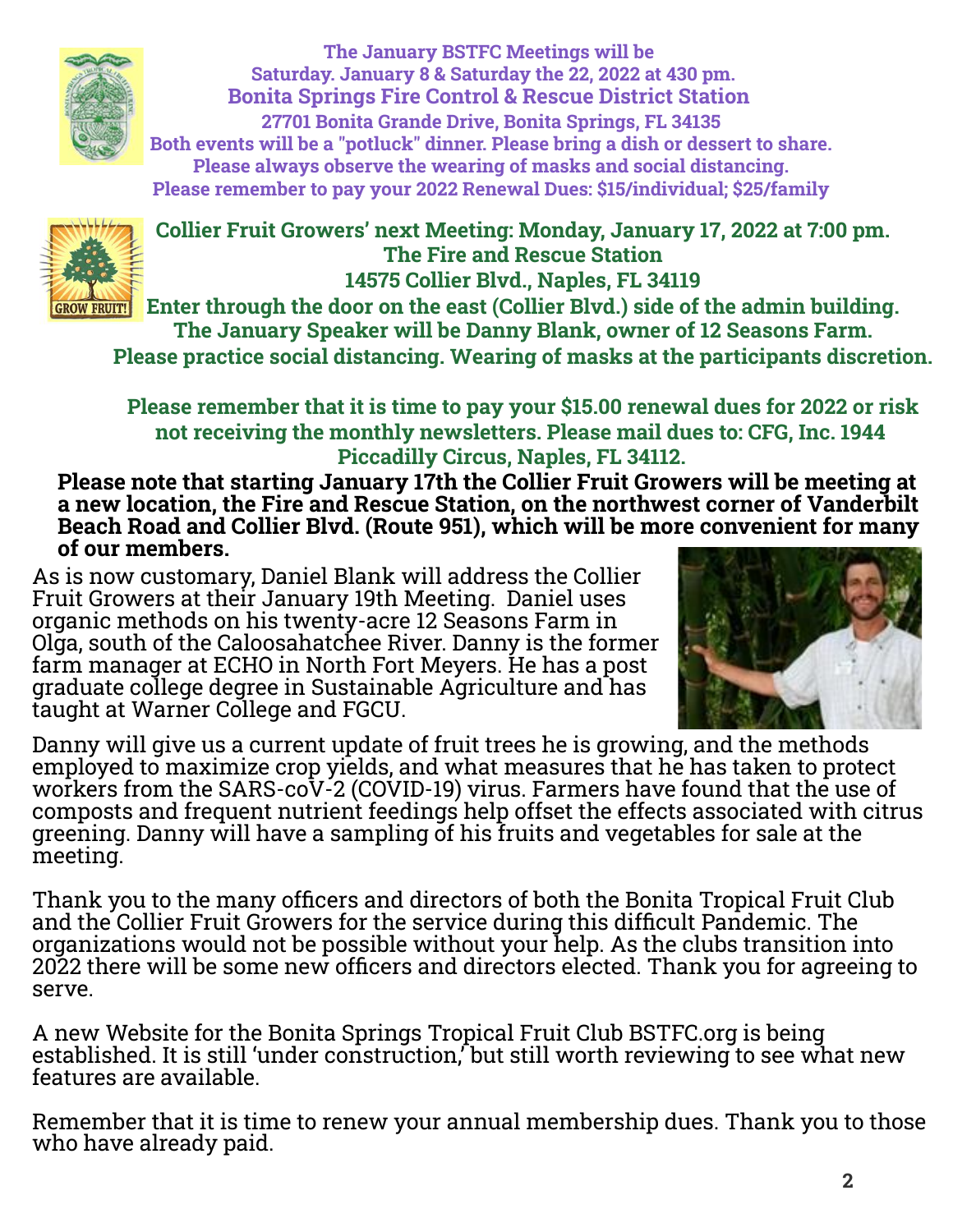**The January BSTFC Meetings will be Saturday. January 8 & Saturday the 22, 2022 at 430 pm.**
**Bonita Springs Fire Control & Rescue District Station**
**27701 Bonita Grande Drive, Bonita Springs, FL 34135**
**Both events will be a "potluck" dinner. Please bring a dish or dessert to share.**
**Please always observe the wearing of masks and social distancing.**
**Please remember to pay your 2022 Renewal Dues: $15/individual; $25/family**

**Collier Fruit Growers' next Meeting: Monday, January 17, 2022 at 7:00 pm.**
**The Fire and Rescue Station**
**14575 Collier Blvd., Naples, FL 34119**
**Enter through the door on the east (Collier Blvd.) side of the admin building.**
**The January Speaker will be Danny Blank, owner of 12 Seasons Farm.**
**Please practice social distancing. Wearing of masks at the participants discretion.**

**Please remember that it is time to pay your $15.00 renewal dues for 2022 or risk not receiving the monthly newsletters. Please mail dues to: CFG, Inc. 1944 Piccadilly Circus, Naples, FL 34112.**

**Please note that starting January 17th the Collier Fruit Growers will be meeting at a new location, the Fire and Rescue Station, on the northwest corner of Vanderbilt Beach Road and Collier Blvd. (Route 951), which will be more convenient for many of our members.**

As is now customary, Daniel Blank will address the Collier Fruit Growers at their January 19th Meeting. Daniel uses organic methods on his twenty-acre 12 Seasons Farm in Olga, south of the Caloosahatchee River. Danny is the former farm manager at ECHO in North Fort Meyers. He has a post graduate college degree in Sustainable Agriculture and has taught at Warner College and FGCU.

Danny will give us a current update of fruit trees he is growing, and the methods employed to maximize crop yields, and what measures that he has taken to protect workers from the SARS-coV-2 (COVID-19) virus. Farmers have found that the use of composts and frequent nutrient feedings help offset the effects associated with citrus greening. Danny will have a sampling of his fruits and vegetables for sale at the meeting.

Thank you to the many officers and directors of both the Bonita Tropical Fruit Club and the Collier Fruit Growers for the service during this difficult Pandemic. The organizations would not be possible without your help. As the clubs transition into 2022 there will be some new officers and directors elected. Thank you for agreeing to serve.

A new Website for the Bonita Springs Tropical Fruit Club BSTFC.org is being established. It is still 'under construction,' but still worth reviewing to see what new features are available.

Remember that it is time to renew your annual membership dues. Thank you to those who have already paid.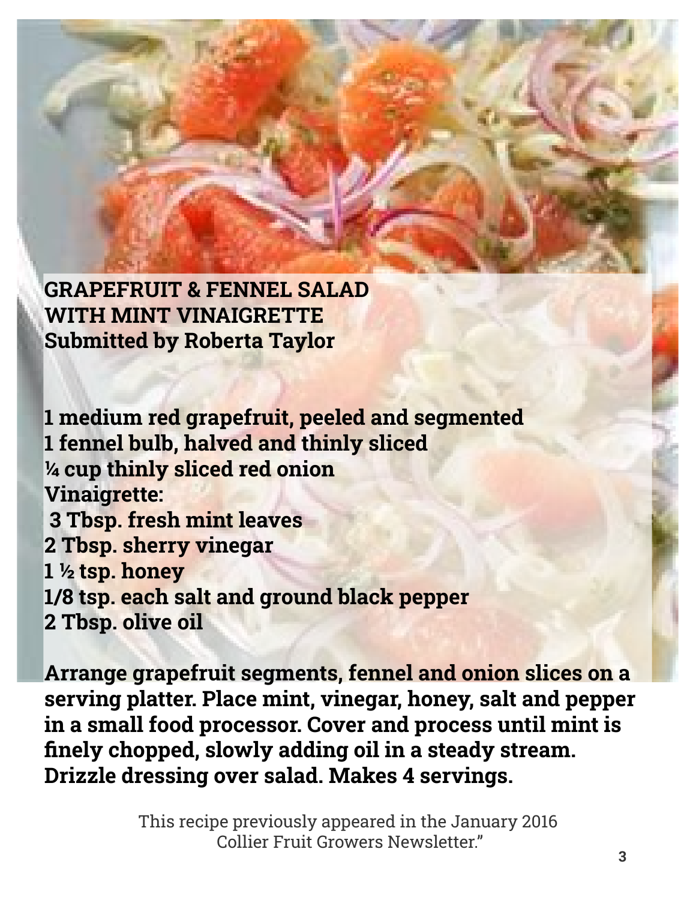# GRAPEFRUIT & FENNEL SALAD WITH MINT VINAIGRETTE

**Submitted by Roberta Taylor**

**1 medium red grapefruit, peeled and segmented**
**1 fennel bulb, halved and thinly sliced**
**¼ cup thinly sliced red onion**
**Vinaigrette:**
**3 Tbsp. fresh mint leaves**
**2 Tbsp. sherry vinegar**
**1 ½ tsp. honey**
**1/8 tsp. each salt and ground black pepper**
**2 Tbsp. olive oil**

**Arrange grapefruit segments, fennel and onion slices on a serving platter. Place mint, vinegar, honey, salt and pepper in a small food processor. Cover and process until mint is finely chopped, slowly adding oil in a steady stream. Drizzle dressing over salad. Makes 4 servings.**

This recipe previously appeared in the January 2016 Collier Fruit Growers Newsletter."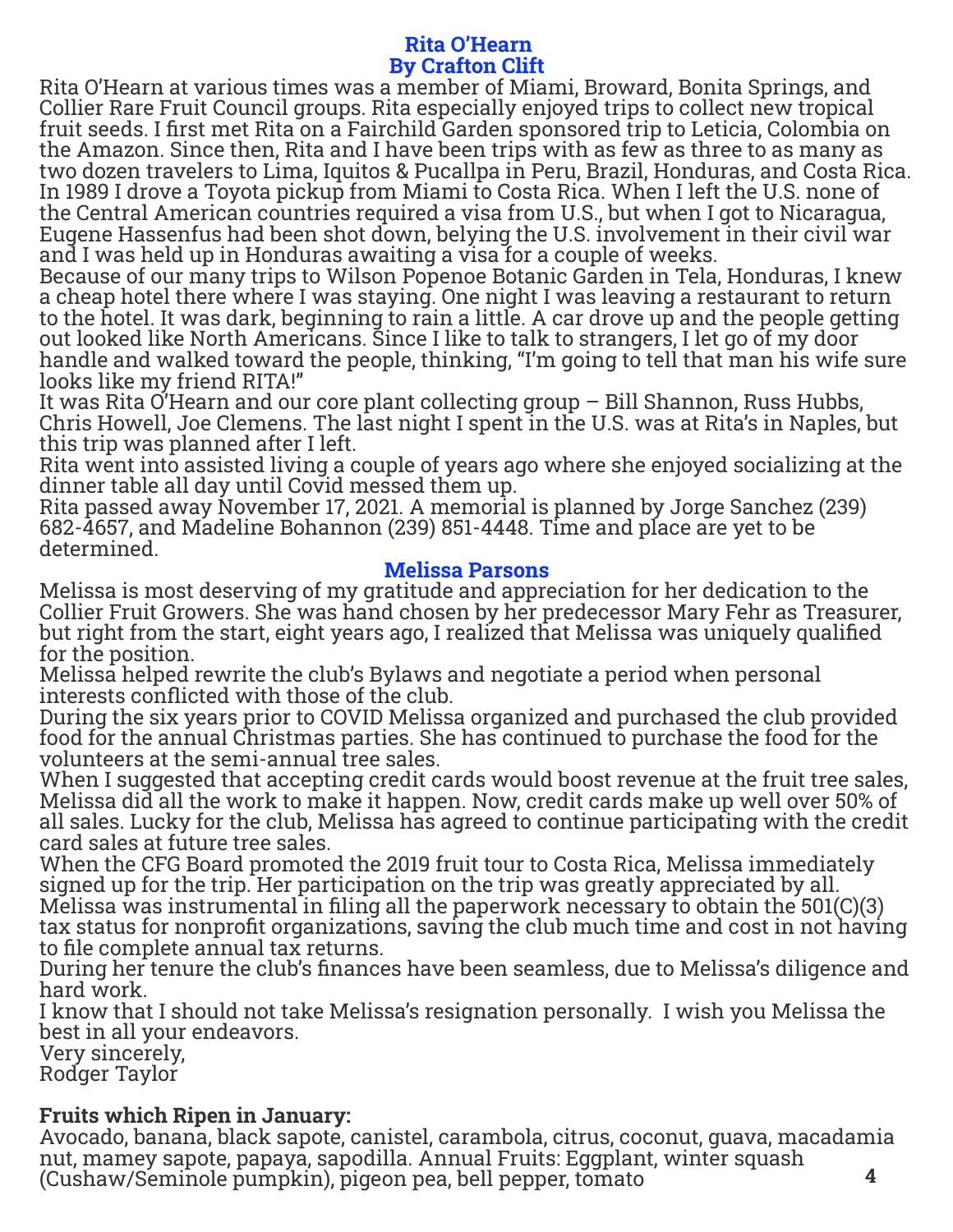## Rita O'Hearn

### By Crafton Clift

Rita O'Hearn at various times was a member of Miami, Broward, Bonita Springs, and Collier Rare Fruit Council groups. Rita especially enjoyed trips to collect new tropical fruit seeds. I first met Rita on a Fairchild Garden sponsored trip to Leticia, Colombia on the Amazon. Since then, Rita and I have been trips with as few as three to as many as two dozen travelers to Lima, Iquitos & Pucallpa in Peru, Brazil, Honduras, and Costa Rica. In 1989 I drove a Toyota pickup from Miami to Costa Rica. When I left the U.S. none of the Central American countries required a visa from U.S., but when I got to Nicaragua, Eugene Hassenfus had been shot down, belying the U.S. involvement in their civil war and I was held up in Honduras awaiting a visa for a couple of weeks.

Because of our many trips to Wilson Popenoe Botanic Garden in Tela, Honduras, I knew a cheap hotel there where I was staying. One night I was leaving a restaurant to return to the hotel. It was dark, beginning to rain a little. A car drove up and the people getting out looked like North Americans. Since I like to talk to strangers, I let go of my door handle and walked toward the people, thinking, "I'm going to tell that man his wife sure looks like my friend RITA!"

It was Rita O'Hearn and our core plant collecting group – Bill Shannon, Russ Hubbs, Chris Howell, Joe Clemens. The last night I spent in the U.S. was at Rita's in Naples, but this trip was planned after I left.

Rita went into assisted living a couple of years ago where she enjoyed socializing at the dinner table all day until Covid messed them up.

Rita passed away November 17, 2021. A memorial is planned by Jorge Sanchez (239) 682-4657, and Madeline Bohannon (239) 851-4448. Time and place are yet to be determined.

## Melissa Parsons

Melissa is most deserving of my gratitude and appreciation for her dedication to the Collier Fruit Growers. She was hand chosen by her predecessor Mary Fehr as Treasurer, but right from the start, eight years ago, I realized that Melissa was uniquely qualified for the position.

Melissa helped rewrite the club's Bylaws and negotiate a period when personal interests conflicted with those of the club.

During the six years prior to COVID Melissa organized and purchased the club provided food for the annual Christmas parties. She has continued to purchase the food for the volunteers at the semi-annual tree sales.

When I suggested that accepting credit cards would boost revenue at the fruit tree sales, Melissa did all the work to make it happen. Now, credit cards make up well over 50% of all sales. Lucky for the club, Melissa has agreed to continue participating with the credit card sales at future tree sales.

When the CFG Board promoted the 2019 fruit tour to Costa Rica, Melissa immediately signed up for the trip. Her participation on the trip was greatly appreciated by all.

Melissa was instrumental in filing all the paperwork necessary to obtain the 501(C)(3) tax status for nonprofit organizations, saving the club much time and cost in not having to file complete annual tax returns.

During her tenure the club's finances have been seamless, due to Melissa's diligence and hard work.

I know that I should not take Melissa's resignation personally. I wish you Melissa the best in all your endeavors.

Very sincerely,

Rodger Taylor

**Fruits which Ripen in January:**

Avocado, banana, black sapote, canistel, carambola, citrus, coconut, guava, macadamia nut, mamey sapote, papaya, sapodilla. Annual Fruits: Eggplant, winter squash (Cushaw/Seminole pumpkin), pigeon pea, bell pepper, tomato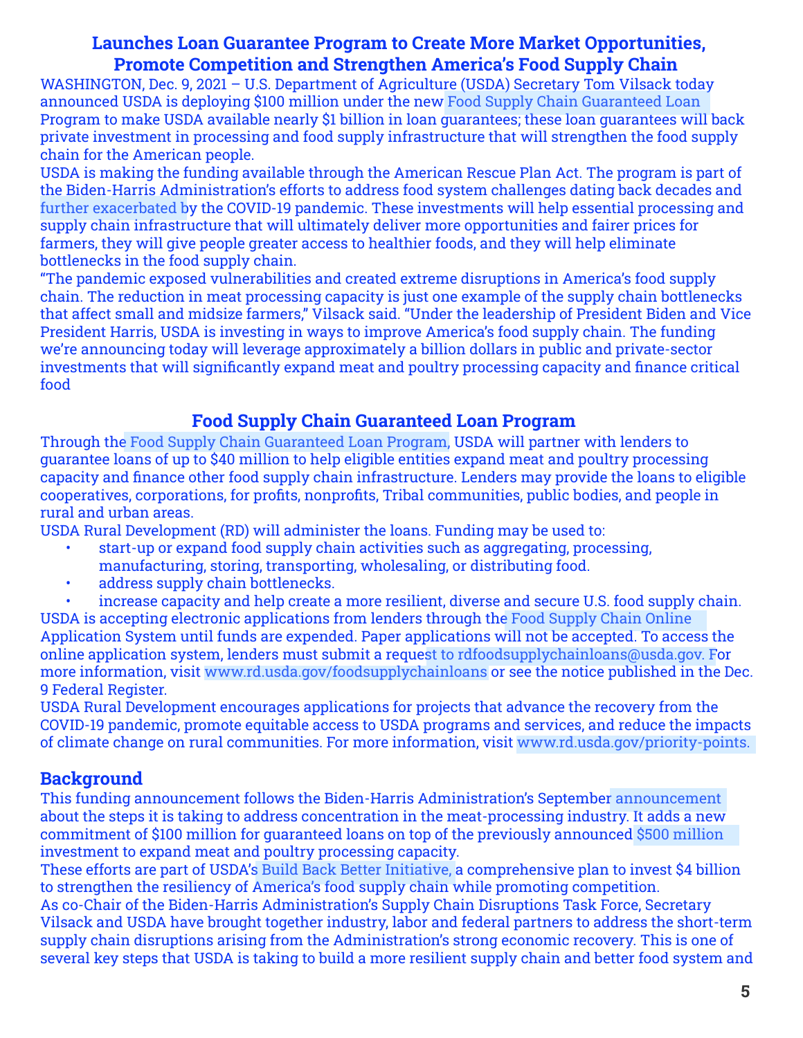## Launches Loan Guarantee Program to Create More Market Opportunities, Promote Competition and Strengthen America's Food Supply Chain

WASHINGTON, Dec. 9, 2021 – U.S. Department of Agriculture (USDA) Secretary Tom Vilsack today announced USDA is deploying $100 million under the new Food Supply Chain Guaranteed Loan Program to make USDA available nearly $1 billion in loan guarantees; these loan guarantees will back private investment in processing and food supply infrastructure that will strengthen the food supply chain for the American people.

USDA is making the funding available through the American Rescue Plan Act. The program is part of the Biden-Harris Administration's efforts to address food system challenges dating back decades and further exacerbated by the COVID-19 pandemic. These investments will help essential processing and supply chain infrastructure that will ultimately deliver more opportunities and fairer prices for farmers, they will give people greater access to healthier foods, and they will help eliminate bottlenecks in the food supply chain.

"The pandemic exposed vulnerabilities and created extreme disruptions in America's food supply chain. The reduction in meat processing capacity is just one example of the supply chain bottlenecks that affect small and midsize farmers," Vilsack said. "Under the leadership of President Biden and Vice President Harris, USDA is investing in ways to improve America's food supply chain. The funding we're announcing today will leverage approximately a billion dollars in public and private-sector investments that will significantly expand meat and poultry processing capacity and finance critical food

## Food Supply Chain Guaranteed Loan Program

Through the Food Supply Chain Guaranteed Loan Program, USDA will partner with lenders to guarantee loans of up to $40 million to help eligible entities expand meat and poultry processing capacity and finance other food supply chain infrastructure. Lenders may provide the loans to eligible cooperatives, corporations, for profits, nonprofits, Tribal communities, public bodies, and people in rural and urban areas.

USDA Rural Development (RD) will administer the loans. Funding may be used to:

- start-up or expand food supply chain activities such as aggregating, processing, manufacturing, storing, transporting, wholesaling, or distributing food.
- address supply chain bottlenecks.
- increase capacity and help create a more resilient, diverse and secure U.S. food supply chain.

USDA is accepting electronic applications from lenders through the Food Supply Chain Online Application System until funds are expended. Paper applications will not be accepted. To access the online application system, lenders must submit a request to rdfoodsupplychainloans@usda.gov. For more information, visit www.rd.usda.gov/foodsupplychainloans or see the notice published in the Dec. 9 Federal Register.

USDA Rural Development encourages applications for projects that advance the recovery from the COVID-19 pandemic, promote equitable access to USDA programs and services, and reduce the impacts of climate change on rural communities. For more information, visit www.rd.usda.gov/priority-points.

## Background

This funding announcement follows the Biden-Harris Administration's September announcement about the steps it is taking to address concentration in the meat-processing industry. It adds a new commitment of $100 million for guaranteed loans on top of the previously announced $500 million investment to expand meat and poultry processing capacity.

These efforts are part of USDA's Build Back Better Initiative, a comprehensive plan to invest $4 billion to strengthen the resiliency of America's food supply chain while promoting competition.

As co-Chair of the Biden-Harris Administration's Supply Chain Disruptions Task Force, Secretary Vilsack and USDA have brought together industry, labor and federal partners to address the short-term supply chain disruptions arising from the Administration's strong economic recovery. This is one of several key steps that USDA is taking to build a more resilient supply chain and better food system and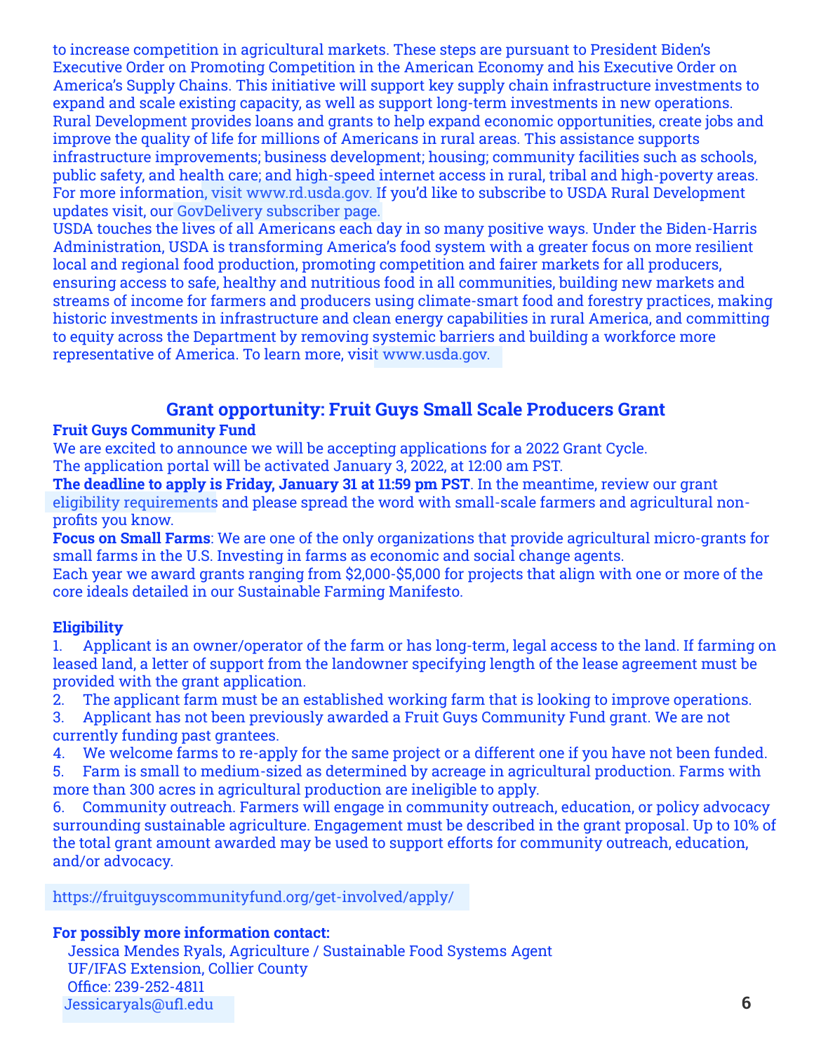to increase competition in agricultural markets. These steps are pursuant to President Biden's Executive Order on Promoting Competition in the American Economy and his Executive Order on America's Supply Chains. This initiative will support key supply chain infrastructure investments to expand and scale existing capacity, as well as support long-term investments in new operations.
Rural Development provides loans and grants to help expand economic opportunities, create jobs and improve the quality of life for millions of Americans in rural areas. This assistance supports infrastructure improvements; business development; housing; community facilities such as schools, public safety, and health care; and high-speed internet access in rural, tribal and high-poverty areas. For more information, visit www.rd.usda.gov. If you'd like to subscribe to USDA Rural Development updates visit, our GovDelivery subscriber page.
USDA touches the lives of all Americans each day in so many positive ways. Under the Biden-Harris Administration, USDA is transforming America's food system with a greater focus on more resilient local and regional food production, promoting competition and fairer markets for all producers, ensuring access to safe, healthy and nutritious food in all communities, building new markets and streams of income for farmers and producers using climate-smart food and forestry practices, making historic investments in infrastructure and clean energy capabilities in rural America, and committing to equity across the Department by removing systemic barriers and building a workforce more representative of America. To learn more, visit www.usda.gov.

## Grant opportunity: Fruit Guys Small Scale Producers Grant

**Fruit Guys Community Fund**
We are excited to announce we will be accepting applications for a 2022 Grant Cycle.
The application portal will be activated January 3, 2022, at 12:00 am PST.
**The deadline to apply is Friday, January 31 at 11:59 pm PST**. In the meantime, review our grant eligibility requirements and please spread the word with small-scale farmers and agricultural non-profits you know.
**Focus on Small Farms**: We are one of the only organizations that provide agricultural micro-grants for small farms in the U.S. Investing in farms as economic and social change agents.
Each year we award grants ranging from $2,000-$5,000 for projects that align with one or more of the core ideals detailed in our Sustainable Farming Manifesto.

**Eligibility**

1. Applicant is an owner/operator of the farm or has long-term, legal access to the land. If farming on leased land, a letter of support from the landowner specifying length of the lease agreement must be provided with the grant application.
2. The applicant farm must be an established working farm that is looking to improve operations.
3. Applicant has not been previously awarded a Fruit Guys Community Fund grant. We are not currently funding past grantees.
4. We welcome farms to re-apply for the same project or a different one if you have not been funded.
5. Farm is small to medium-sized as determined by acreage in agricultural production. Farms with more than 300 acres in agricultural production are ineligible to apply.
6. Community outreach. Farmers will engage in community outreach, education, or policy advocacy surrounding sustainable agriculture. Engagement must be described in the grant proposal. Up to 10% of the total grant amount awarded may be used to support efforts for community outreach, education, and/or advocacy.

https://fruitguyscommunityfund.org/get-involved/apply/

**For possibly more information contact:**
Jessica Mendes Ryals, Agriculture / Sustainable Food Systems Agent
UF/IFAS Extension, Collier County
Office: 239-252-4811
Jessicaryals@ufl.edu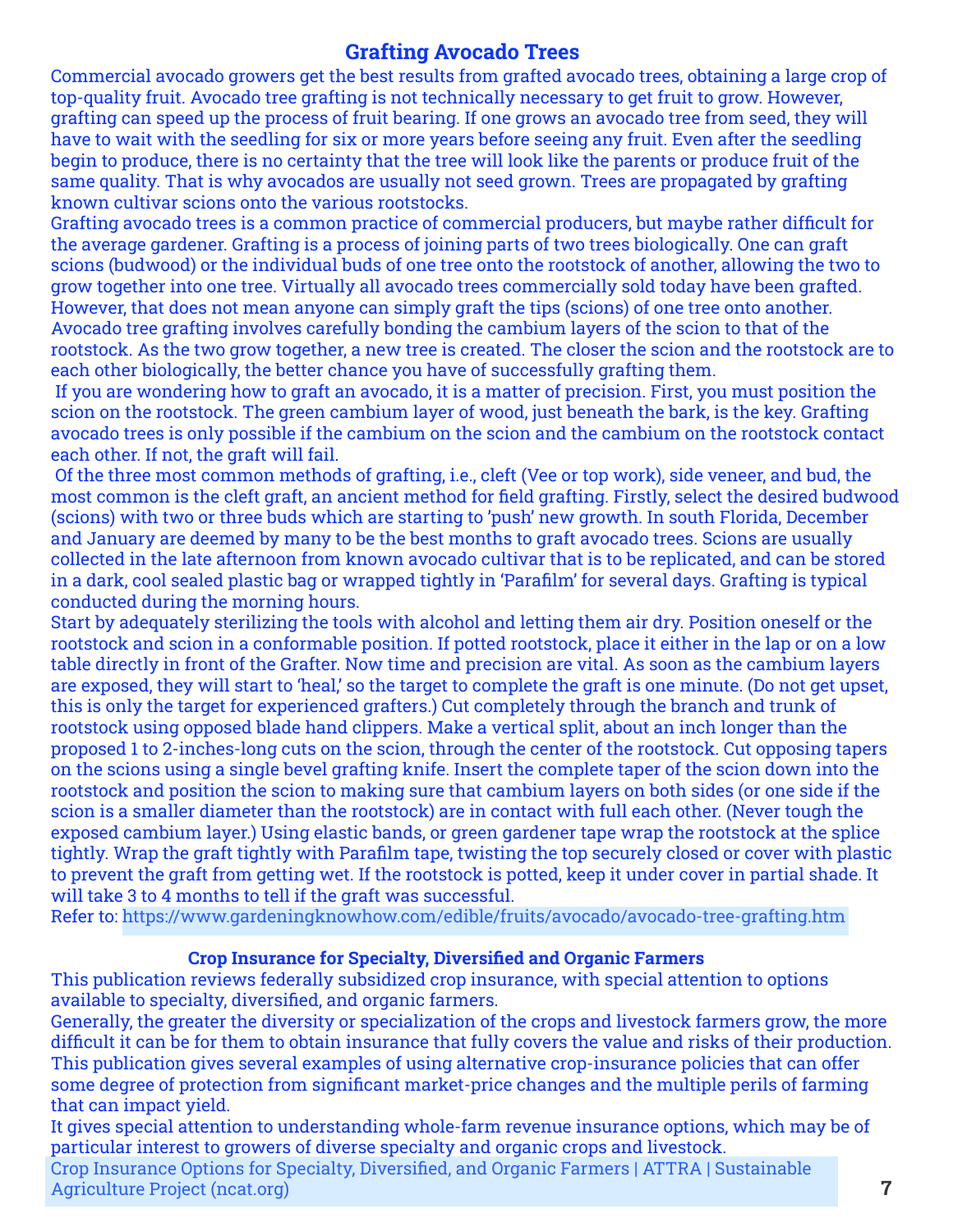## Grafting Avocado Trees

Commercial avocado growers get the best results from grafted avocado trees, obtaining a large crop of top-quality fruit. Avocado tree grafting is not technically necessary to get fruit to grow. However, grafting can speed up the process of fruit bearing. If one grows an avocado tree from seed, they will have to wait with the seedling for six or more years before seeing any fruit. Even after the seedling begin to produce, there is no certainty that the tree will look like the parents or produce fruit of the same quality. That is why avocados are usually not seed grown. Trees are propagated by grafting known cultivar scions onto the various rootstocks.

Grafting avocado trees is a common practice of commercial producers, but maybe rather difficult for the average gardener. Grafting is a process of joining parts of two trees biologically. One can graft scions (budwood) or the individual buds of one tree onto the rootstock of another, allowing the two to grow together into one tree. Virtually all avocado trees commercially sold today have been grafted. However, that does not mean anyone can simply graft the tips (scions) of one tree onto another. Avocado tree grafting involves carefully bonding the cambium layers of the scion to that of the rootstock. As the two grow together, a new tree is created. The closer the scion and the rootstock are to each other biologically, the better chance you have of successfully grafting them.

If you are wondering how to graft an avocado, it is a matter of precision. First, you must position the scion on the rootstock. The green cambium layer of wood, just beneath the bark, is the key. Grafting avocado trees is only possible if the cambium on the scion and the cambium on the rootstock contact each other. If not, the graft will fail.

Of the three most common methods of grafting, i.e., cleft (Vee or top work), side veneer, and bud, the most common is the cleft graft, an ancient method for field grafting. Firstly, select the desired budwood (scions) with two or three buds which are starting to 'push' new growth. In south Florida, December and January are deemed by many to be the best months to graft avocado trees. Scions are usually collected in the late afternoon from known avocado cultivar that is to be replicated, and can be stored in a dark, cool sealed plastic bag or wrapped tightly in 'Parafilm' for several days. Grafting is typical conducted during the morning hours.

Start by adequately sterilizing the tools with alcohol and letting them air dry. Position oneself or the rootstock and scion in a conformable position. If potted rootstock, place it either in the lap or on a low table directly in front of the Grafter. Now time and precision are vital. As soon as the cambium layers are exposed, they will start to 'heal,' so the target to complete the graft is one minute. (Do not get upset, this is only the target for experienced grafters.) Cut completely through the branch and trunk of rootstock using opposed blade hand clippers. Make a vertical split, about an inch longer than the proposed 1 to 2-inches-long cuts on the scion, through the center of the rootstock. Cut opposing tapers on the scions using a single bevel grafting knife. Insert the complete taper of the scion down into the rootstock and position the scion to making sure that cambium layers on both sides (or one side if the scion is a smaller diameter than the rootstock) are in contact with full each other. (Never tough the exposed cambium layer.) Using elastic bands, or green gardener tape wrap the rootstock at the splice tightly. Wrap the graft tightly with Parafilm tape, twisting the top securely closed or cover with plastic to prevent the graft from getting wet. If the rootstock is potted, keep it under cover in partial shade. It will take 3 to 4 months to tell if the graft was successful.

Refer to: https://www.gardeningknowhow.com/edible/fruits/avocado/avocado-tree-grafting.htm

### Crop Insurance for Specialty, Diversified and Organic Farmers

This publication reviews federally subsidized crop insurance, with special attention to options available to specialty, diversified, and organic farmers.

Generally, the greater the diversity or specialization of the crops and livestock farmers grow, the more difficult it can be for them to obtain insurance that fully covers the value and risks of their production. This publication gives several examples of using alternative crop-insurance policies that can offer some degree of protection from significant market-price changes and the multiple perils of farming that can impact yield.

It gives special attention to understanding whole-farm revenue insurance options, which may be of particular interest to growers of diverse specialty and organic crops and livestock.

Crop Insurance Options for Specialty, Diversified, and Organic Farmers | ATTRA | Sustainable Agriculture Project (ncat.org)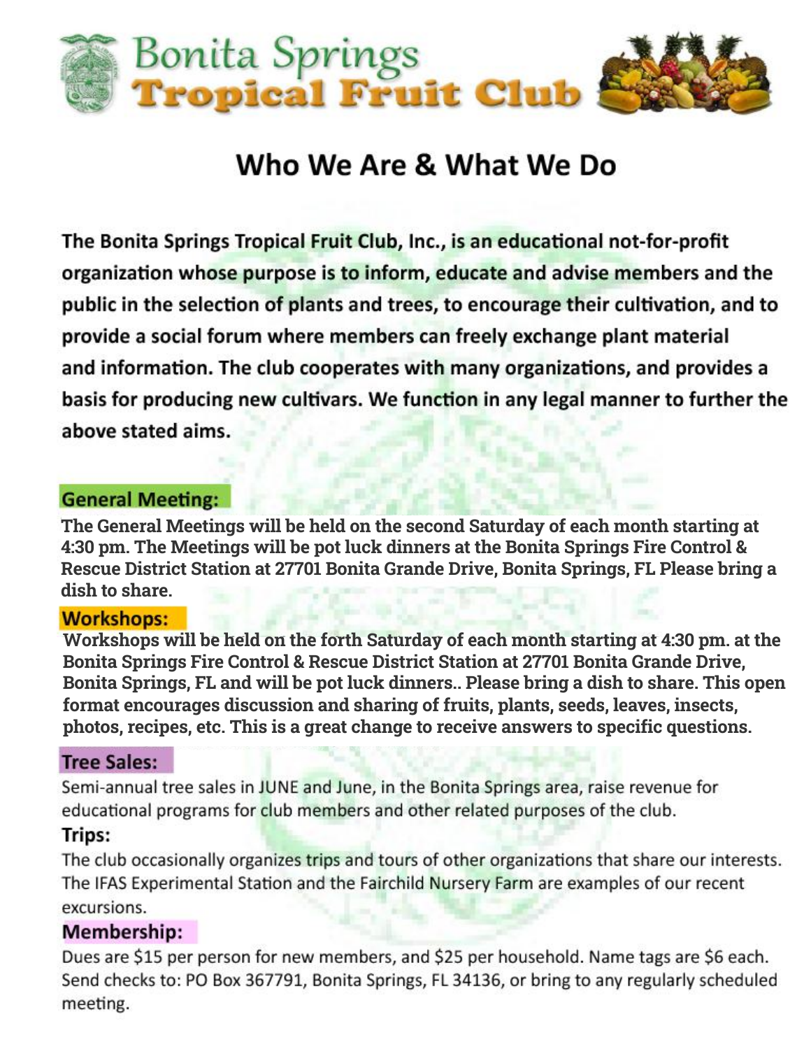# Bonita Springs Tropical Fruit Club

## Who We Are & What We Do

**The Bonita Springs Tropical Fruit Club, Inc., is an educational not-for-profit organization whose purpose is to inform, educate and advise members and the public in the selection of plants and trees, to encourage their cultivation, and to provide a social forum where members can freely exchange plant material and information. The club cooperates with many organizations, and provides a basis for producing new cultivars. We function in any legal manner to further the above stated aims.**

### General Meeting:

**The General Meetings will be held on the second Saturday of each month starting at 4:30 pm. The Meetings will be pot luck dinners at the Bonita Springs Fire Control & Rescue District Station at 27701 Bonita Grande Drive, Bonita Springs, FL Please bring a dish to share.**

### Workshops:

**Workshops will be held on the forth Saturday of each month starting at 4:30 pm. at the Bonita Springs Fire Control & Rescue District Station at 27701 Bonita Grande Drive, Bonita Springs, FL and will be pot luck dinners.. Please bring a dish to share. This open format encourages discussion and sharing of fruits, plants, seeds, leaves, insects, photos, recipes, etc. This is a great change to receive answers to specific questions.**

### Tree Sales:

Semi-annual tree sales in JUNE and June, in the Bonita Springs area, raise revenue for educational programs for club members and other related purposes of the club.

### Trips:

The club occasionally organizes trips and tours of other organizations that share our interests. The IFAS Experimental Station and the Fairchild Nursery Farm are examples of our recent excursions.

### Membership:

Dues are $15 per person for new members, and $25 per household. Name tags are $6 each. Send checks to: PO Box 367791, Bonita Springs, FL 34136, or bring to any regularly scheduled meeting.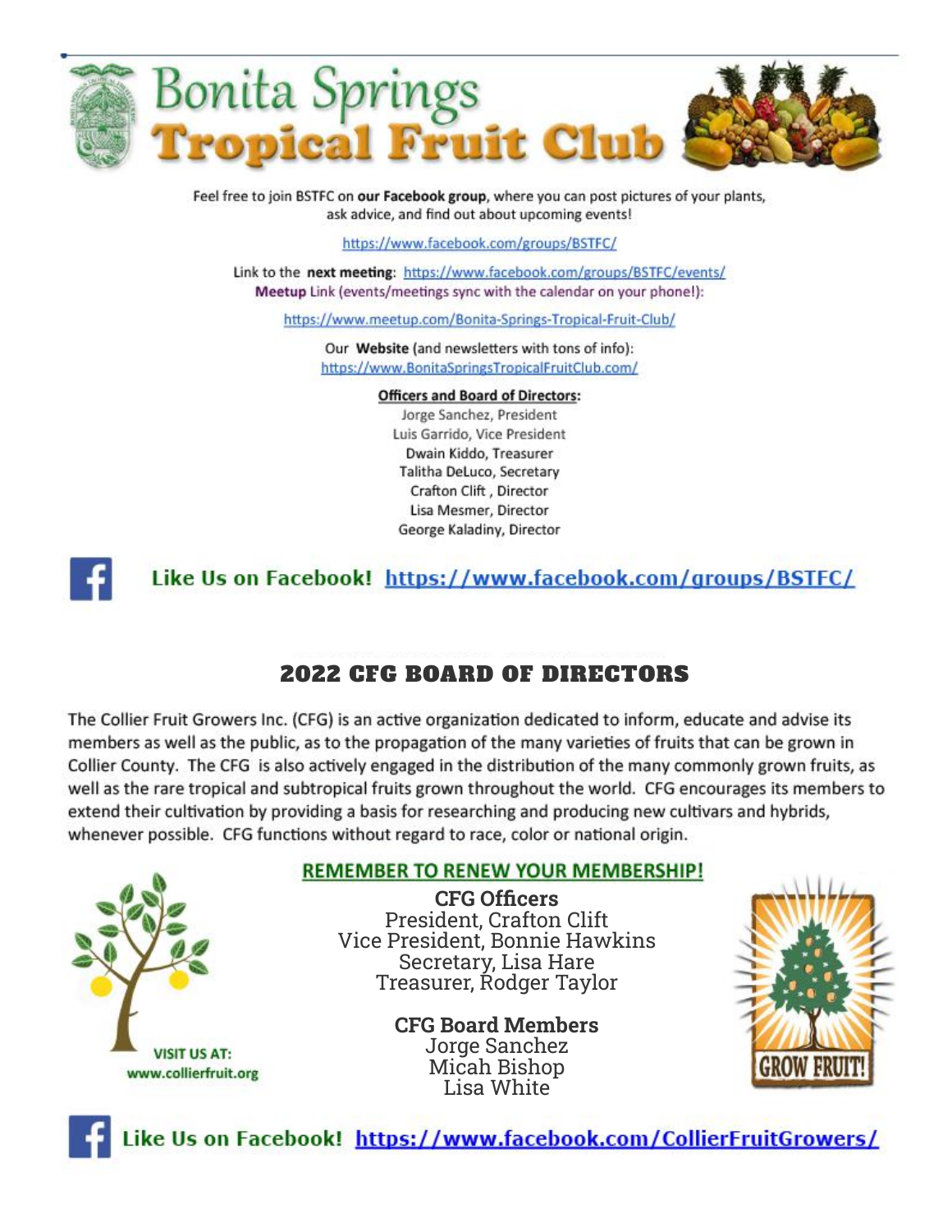# Bonita Springs Tropical Fruit Club

Feel free to join BSTFC on **our Facebook group**, where you can post pictures of your plants, ask advice, and find out about upcoming events!

https://www.facebook.com/groups/BSTFC/

Link to the **next meeting**: https://www.facebook.com/groups/BSTFC/events/
**Meetup** Link (events/meetings sync with the calendar on your phone!):

https://www.meetup.com/Bonita-Springs-Tropical-Fruit-Club/

Our **Website** (and newsletters with tons of info):
https://www.BonitaSpringsTropicalFruitClub.com/

**Officers and Board of Directors:**

Jorge Sanchez, President
Luis Garrido, Vice President
Dwain Kiddo, Treasurer
Talitha DeLuco, Secretary
Crafton Clift , Director
Lisa Mesmer, Director
George Kaladiny, Director

**Like Us on Facebook!** https://www.facebook.com/groups/BSTFC/

## 2022 CFG BOARD OF DIRECTORS

The Collier Fruit Growers Inc. (CFG) is an active organization dedicated to inform, educate and advise its members as well as the public, as to the propagation of the many varieties of fruits that can be grown in Collier County. The CFG is also actively engaged in the distribution of the many commonly grown fruits, as well as the rare tropical and subtropical fruits grown throughout the world. CFG encourages its members to extend their cultivation by providing a basis for researching and producing new cultivars and hybrids, whenever possible. CFG functions without regard to race, color or national origin.

**REMEMBER TO RENEW YOUR MEMBERSHIP!**

**CFG Officers**

President, Crafton Clift
Vice President, Bonnie Hawkins
Secretary, Lisa Hare
Treasurer, Rodger Taylor

**CFG Board Members**

Jorge Sanchez
Micah Bishop
Lisa White

VISIT US AT:
www.collierfruit.org

GROW FRUIT!

**Like Us on Facebook!** https://www.facebook.com/CollierFruitGrowers/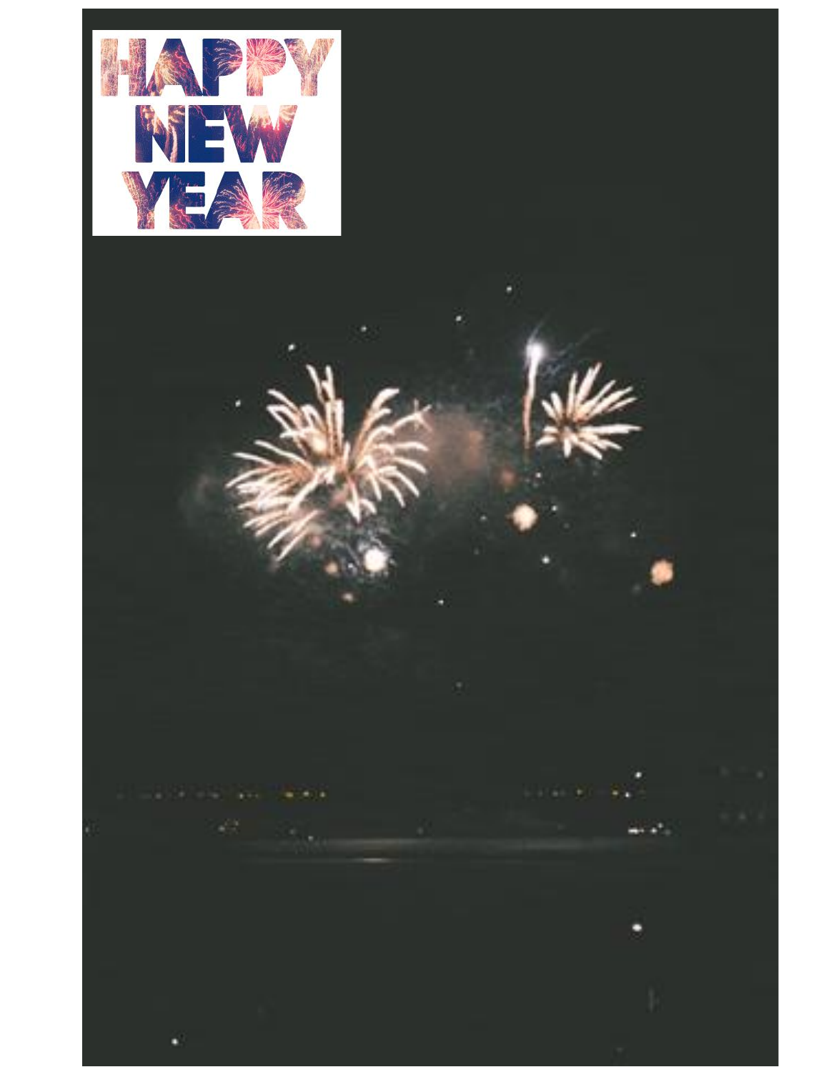HAPPY NEW YEAR